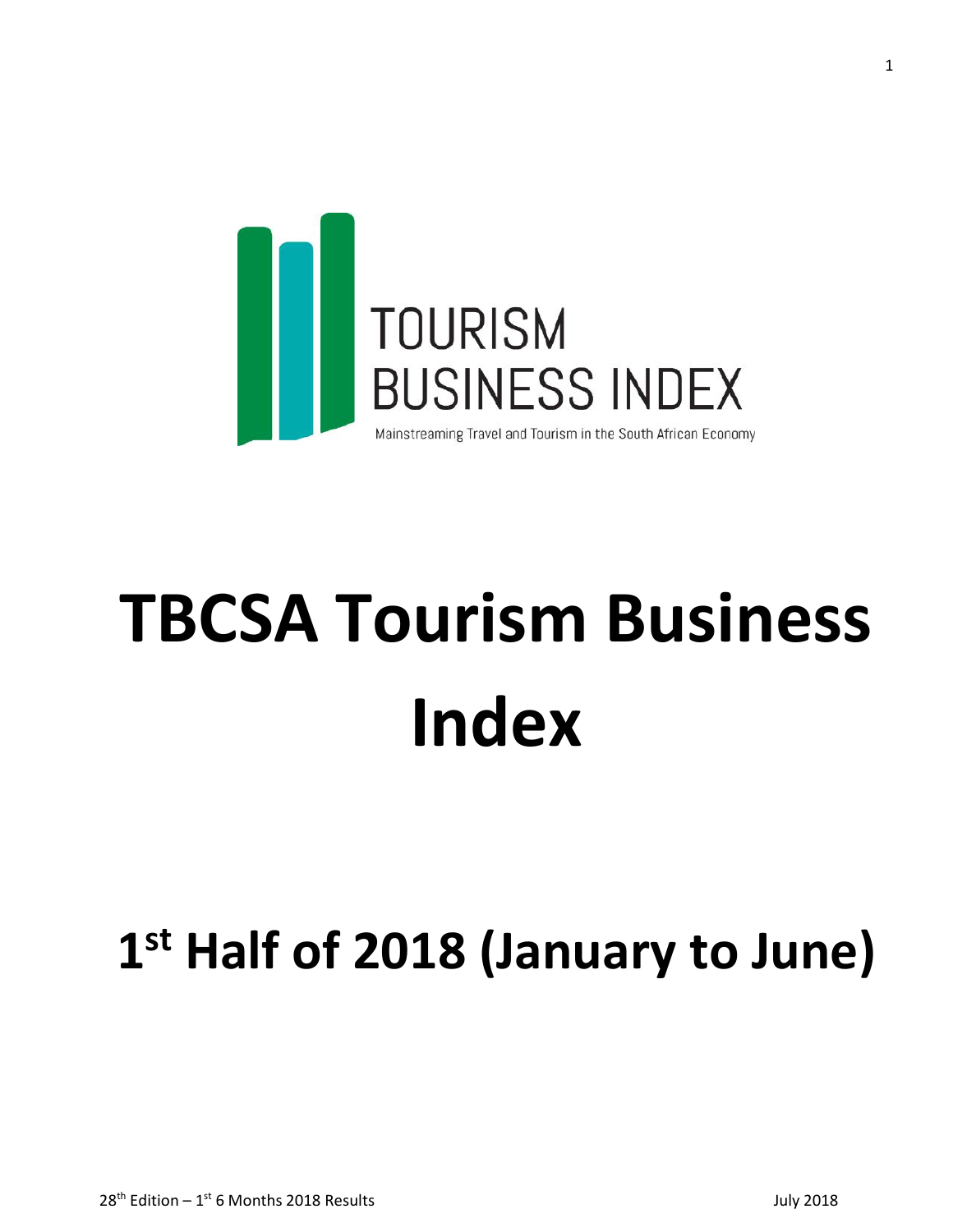TOURISM BUSINESS INDEX

Mainstreaming Travel and Tourism in the South African Economy

# TBCSA Tourism Business Index

## 1st Half of 2018 (January to June)

28th Edition – 1st 6 Months 2018 Results

July 2018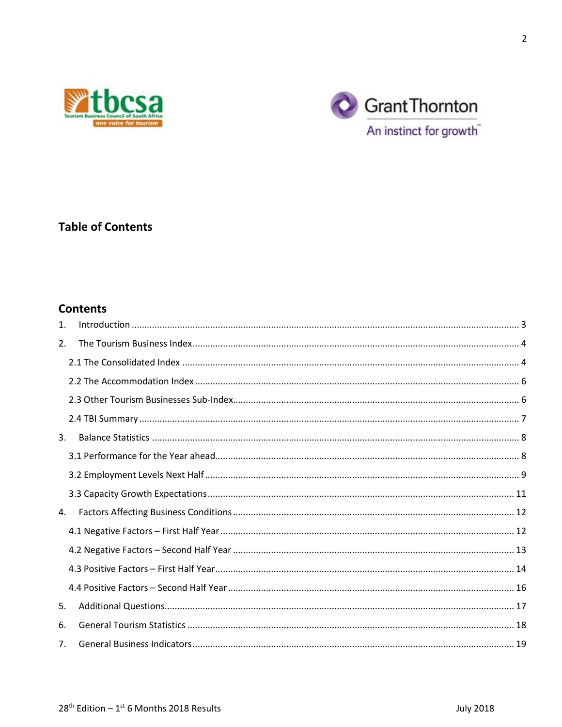## Table of Contents

## Contents

1. Introduction ........ 3
2. The Tourism Business Index ........ 4
   - 2.1 The Consolidated Index ........ 4
   - 2.2 The Accommodation Index ........ 6
   - 2.3 Other Tourism Businesses Sub-Index ........ 6
   - 2.4 TBI Summary ........ 7
3. Balance Statistics ........ 8
   - 3.1 Performance for the Year ahead ........ 8
   - 3.2 Employment Levels Next Half ........ 9
   - 3.3 Capacity Growth Expectations ........ 11
4. Factors Affecting Business Conditions ........ 12
   - 4.1 Negative Factors – First Half Year ........ 12
   - 4.2 Negative Factors – Second Half Year ........ 13
   - 4.3 Positive Factors – First Half Year ........ 14
   - 4.4 Positive Factors – Second Half Year ........ 16
5. Additional Questions ........ 17
6. General Tourism Statistics ........ 18
7. General Business Indicators ........ 19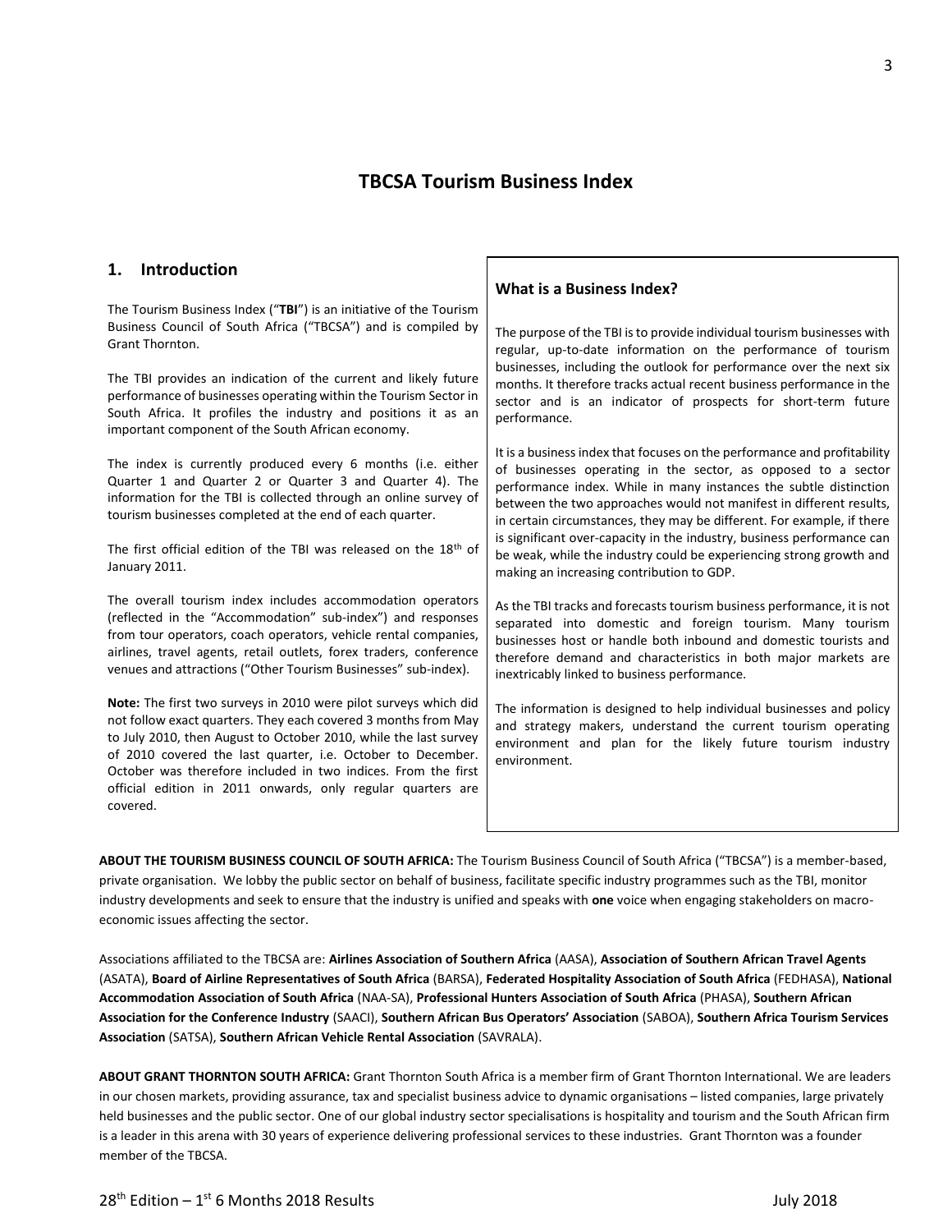# TBCSA Tourism Business Index

## 1. Introduction

The Tourism Business Index ("**TBI**") is an initiative of the Tourism Business Council of South Africa ("TBCSA") and is compiled by Grant Thornton.

The TBI provides an indication of the current and likely future performance of businesses operating within the Tourism Sector in South Africa. It profiles the industry and positions it as an important component of the South African economy.

The index is currently produced every 6 months (i.e. either Quarter 1 and Quarter 2 or Quarter 3 and Quarter 4). The information for the TBI is collected through an online survey of tourism businesses completed at the end of each quarter.

The first official edition of the TBI was released on the 18th of January 2011.

The overall tourism index includes accommodation operators (reflected in the "Accommodation" sub-index") and responses from tour operators, coach operators, vehicle rental companies, airlines, travel agents, retail outlets, forex traders, conference venues and attractions ("Other Tourism Businesses" sub-index).

**Note:** The first two surveys in 2010 were pilot surveys which did not follow exact quarters. They each covered 3 months from May to July 2010, then August to October 2010, while the last survey of 2010 covered the last quarter, i.e. October to December. October was therefore included in two indices. From the first official edition in 2011 onwards, only regular quarters are covered.

### What is a Business Index?

The purpose of the TBI is to provide individual tourism businesses with regular, up-to-date information on the performance of tourism businesses, including the outlook for performance over the next six months. It therefore tracks actual recent business performance in the sector and is an indicator of prospects for short-term future performance.

It is a business index that focuses on the performance and profitability of businesses operating in the sector, as opposed to a sector performance index. While in many instances the subtle distinction between the two approaches would not manifest in different results, in certain circumstances, they may be different. For example, if there is significant over-capacity in the industry, business performance can be weak, while the industry could be experiencing strong growth and making an increasing contribution to GDP.

As the TBI tracks and forecasts tourism business performance, it is not separated into domestic and foreign tourism. Many tourism businesses host or handle both inbound and domestic tourists and therefore demand and characteristics in both major markets are inextricably linked to business performance.

The information is designed to help individual businesses and policy and strategy makers, understand the current tourism operating environment and plan for the likely future tourism industry environment.

**ABOUT THE TOURISM BUSINESS COUNCIL OF SOUTH AFRICA:** The Tourism Business Council of South Africa ("TBCSA") is a member-based, private organisation. We lobby the public sector on behalf of business, facilitate specific industry programmes such as the TBI, monitor industry developments and seek to ensure that the industry is unified and speaks with **one** voice when engaging stakeholders on macro-economic issues affecting the sector.

Associations affiliated to the TBCSA are: **Airlines Association of Southern Africa** (AASA), **Association of Southern African Travel Agents** (ASATA), **Board of Airline Representatives of South Africa** (BARSA), **Federated Hospitality Association of South Africa** (FEDHASA), **National Accommodation Association of South Africa** (NAA-SA), **Professional Hunters Association of South Africa** (PHASA), **Southern African Association for the Conference Industry** (SAACI), **Southern African Bus Operators' Association** (SABOA), **Southern Africa Tourism Services Association** (SATSA), **Southern African Vehicle Rental Association** (SAVRALA).

**ABOUT GRANT THORNTON SOUTH AFRICA:** Grant Thornton South Africa is a member firm of Grant Thornton International. We are leaders in our chosen markets, providing assurance, tax and specialist business advice to dynamic organisations – listed companies, large privately held businesses and the public sector. One of our global industry sector specialisations is hospitality and tourism and the South African firm is a leader in this arena with 30 years of experience delivering professional services to these industries. Grant Thornton was a founder member of the TBCSA.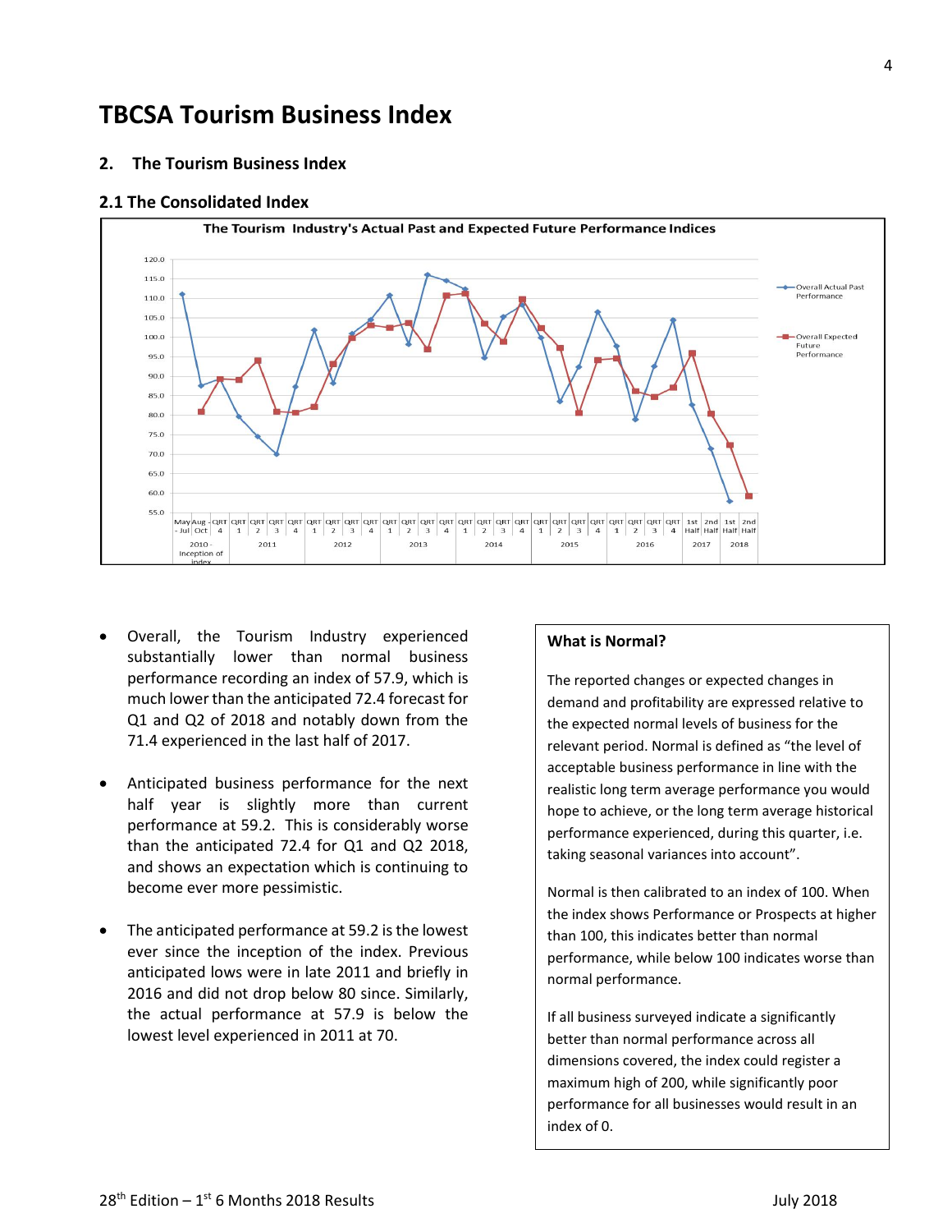# TBCSA Tourism Business Index

## 2. The Tourism Business Index

### 2.1 The Consolidated Index

- Overall, the Tourism Industry experienced substantially lower than normal business performance recording an index of 57.9, which is much lower than the anticipated 72.4 forecast for Q1 and Q2 of 2018 and notably down from the 71.4 experienced in the last half of 2017.

- Anticipated business performance for the next half year is slightly more than current performance at 59.2. This is considerably worse than the anticipated 72.4 for Q1 and Q2 2018, and shows an expectation which is continuing to become ever more pessimistic.

- The anticipated performance at 59.2 is the lowest ever since the inception of the index. Previous anticipated lows were in late 2011 and briefly in 2016 and did not drop below 80 since. Similarly, the actual performance at 57.9 is below the lowest level experienced in 2011 at 70.

**What is Normal?**

The reported changes or expected changes in demand and profitability are expressed relative to the expected normal levels of business for the relevant period. Normal is defined as "the level of acceptable business performance in line with the realistic long term average performance you would hope to achieve, or the long term average historical performance experienced, during this quarter, i.e. taking seasonal variances into account".

Normal is then calibrated to an index of 100. When the index shows Performance or Prospects at higher than 100, this indicates better than normal performance, while below 100 indicates worse than normal performance.

If all business surveyed indicate a significantly better than normal performance across all dimensions covered, the index could register a maximum high of 200, while significantly poor performance for all businesses would result in an index of 0.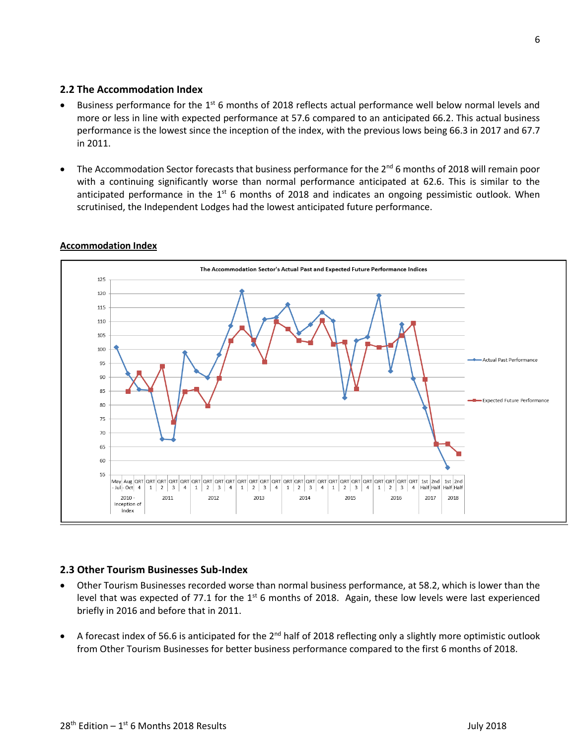## 2.2 The Accommodation Index

- Business performance for the 1st 6 months of 2018 reflects actual performance well below normal levels and more or less in line with expected performance at 57.6 compared to an anticipated 66.2. This actual business performance is the lowest since the inception of the index, with the previous lows being 66.3 in 2017 and 67.7 in 2011.

- The Accommodation Sector forecasts that business performance for the 2nd 6 months of 2018 will remain poor with a continuing significantly worse than normal performance anticipated at 62.6. This is similar to the anticipated performance in the 1st 6 months of 2018 and indicates an ongoing pessimistic outlook. When scrutinised, the Independent Lodges had the lowest anticipated future performance.

**Accommodation Index**

## 2.3 Other Tourism Businesses Sub-Index

- Other Tourism Businesses recorded worse than normal business performance, at 58.2, which is lower than the level that was expected of 77.1 for the 1st 6 months of 2018. Again, these low levels were last experienced briefly in 2016 and before that in 2011.

- A forecast index of 56.6 is anticipated for the 2nd half of 2018 reflecting only a slightly more optimistic outlook from Other Tourism Businesses for better business performance compared to the first 6 months of 2018.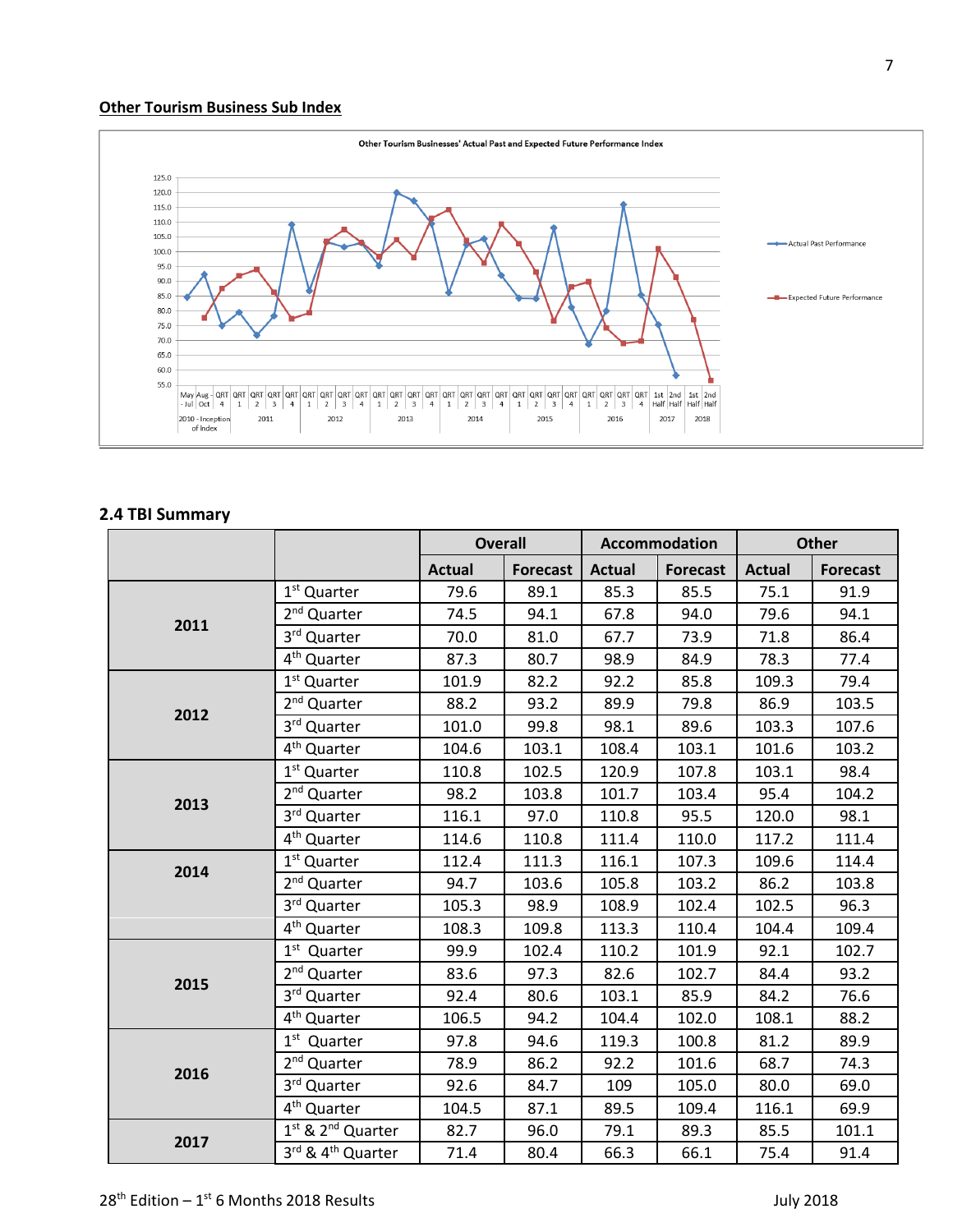## Other Tourism Business Sub Index

Other Tourism Businesses' Actual Past and Expected Future Performance Index

## 2.4 TBI Summary

| | | Overall | | Accommodation | | Other | |
|---|---|---|---|---|---|---|---|
| | | Actual | Forecast | Actual | Forecast | Actual | Forecast |
| 2011 | 1st Quarter | 79.6 | 89.1 | 85.3 | 85.5 | 75.1 | 91.9 |
| | 2nd Quarter | 74.5 | 94.1 | 67.8 | 94.0 | 79.6 | 94.1 |
| | 3rd Quarter | 70.0 | 81.0 | 67.7 | 73.9 | 71.8 | 86.4 |
| | 4th Quarter | 87.3 | 80.7 | 98.9 | 84.9 | 78.3 | 77.4 |
| 2012 | 1st Quarter | 101.9 | 82.2 | 92.2 | 85.8 | 109.3 | 79.4 |
| | 2nd Quarter | 88.2 | 93.2 | 89.9 | 79.8 | 86.9 | 103.5 |
| | 3rd Quarter | 101.0 | 99.8 | 98.1 | 89.6 | 103.3 | 107.6 |
| | 4th Quarter | 104.6 | 103.1 | 108.4 | 103.1 | 101.6 | 103.2 |
| 2013 | 1st Quarter | 110.8 | 102.5 | 120.9 | 107.8 | 103.1 | 98.4 |
| | 2nd Quarter | 98.2 | 103.8 | 101.7 | 103.4 | 95.4 | 104.2 |
| | 3rd Quarter | 116.1 | 97.0 | 110.8 | 95.5 | 120.0 | 98.1 |
| | 4th Quarter | 114.6 | 110.8 | 111.4 | 110.0 | 117.2 | 111.4 |
| 2014 | 1st Quarter | 112.4 | 111.3 | 116.1 | 107.3 | 109.6 | 114.4 |
| | 2nd Quarter | 94.7 | 103.6 | 105.8 | 103.2 | 86.2 | 103.8 |
| | 3rd Quarter | 105.3 | 98.9 | 108.9 | 102.4 | 102.5 | 96.3 |
| | 4th Quarter | 108.3 | 109.8 | 113.3 | 110.4 | 104.4 | 109.4 |
| 2015 | 1st Quarter | 99.9 | 102.4 | 110.2 | 101.9 | 92.1 | 102.7 |
| | 2nd Quarter | 83.6 | 97.3 | 82.6 | 102.7 | 84.4 | 93.2 |
| | 3rd Quarter | 92.4 | 80.6 | 103.1 | 85.9 | 84.2 | 76.6 |
| | 4th Quarter | 106.5 | 94.2 | 104.4 | 102.0 | 108.1 | 88.2 |
| 2016 | 1st Quarter | 97.8 | 94.6 | 119.3 | 100.8 | 81.2 | 89.9 |
| | 2nd Quarter | 78.9 | 86.2 | 92.2 | 101.6 | 68.7 | 74.3 |
| | 3rd Quarter | 92.6 | 84.7 | 109 | 105.0 | 80.0 | 69.0 |
| | 4th Quarter | 104.5 | 87.1 | 89.5 | 109.4 | 116.1 | 69.9 |
| 2017 | 1st & 2nd Quarter | 82.7 | 96.0 | 79.1 | 89.3 | 85.5 | 101.1 |
| | 3rd & 4th Quarter | 71.4 | 80.4 | 66.3 | 66.1 | 75.4 | 91.4 |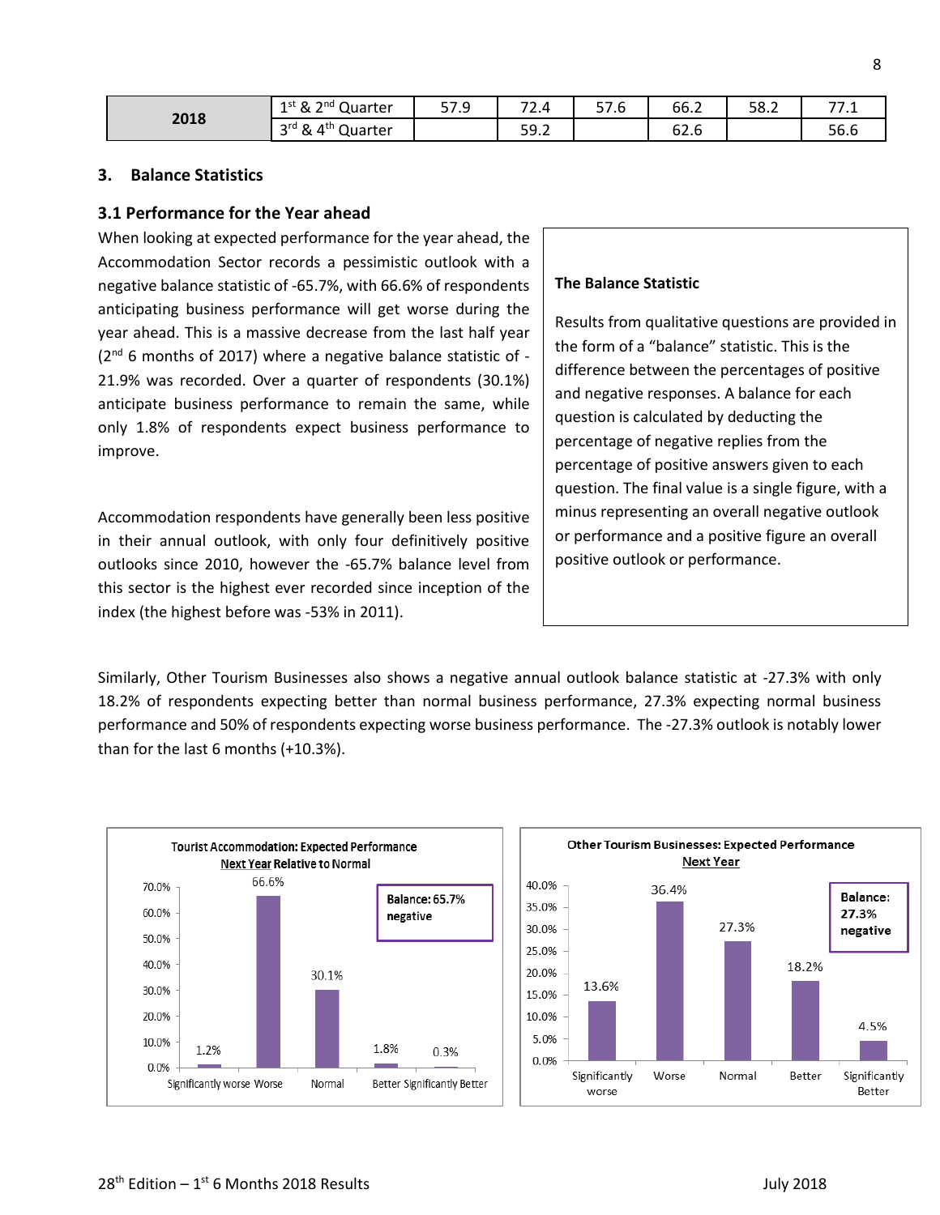| 2018 | 1st & 2nd Quarter | 57.9 | 72.4 | 57.6 | 66.2 | 58.2 | 77.1 |
|---|---|---|---|---|---|---|---|
| | 3rd & 4th Quarter | | 59.2 | | 62.6 | | 56.6 |

## 3. Balance Statistics

### 3.1 Performance for the Year ahead

When looking at expected performance for the year ahead, the Accommodation Sector records a pessimistic outlook with a negative balance statistic of -65.7%, with 66.6% of respondents anticipating business performance will get worse during the year ahead. This is a massive decrease from the last half year (2nd 6 months of 2017) where a negative balance statistic of -21.9% was recorded. Over a quarter of respondents (30.1%) anticipate business performance to remain the same, while only 1.8% of respondents expect business performance to improve.

Accommodation respondents have generally been less positive in their annual outlook, with only four definitively positive outlooks since 2010, however the -65.7% balance level from this sector is the highest ever recorded since inception of the index (the highest before was -53% in 2011).

> **The Balance Statistic**
>
> Results from qualitative questions are provided in the form of a "balance" statistic. This is the difference between the percentages of positive and negative responses. A balance for each question is calculated by deducting the percentage of negative replies from the percentage of positive answers given to each question. The final value is a single figure, with a minus representing an overall negative outlook or performance and a positive figure an overall positive outlook or performance.

Similarly, Other Tourism Businesses also shows a negative annual outlook balance statistic at -27.3% with only 18.2% of respondents expecting better than normal business performance, 27.3% expecting normal business performance and 50% of respondents expecting worse business performance. The -27.3% outlook is notably lower than for the last 6 months (+10.3%).

**Tourist Accommodation: Expected Performance Next Year Relative to Normal**

Balance: 65.7% negative

| Significantly worse | Worse | Normal | Better | Significantly Better |
|---|---|---|---|---|
| 1.2% | 66.6% | 30.1% | 1.8% | 0.3% |

**Other Tourism Businesses: Expected Performance Next Year**

Balance: 27.3% negative

| Significantly worse | Worse | Normal | Better | Significantly Better |
|---|---|---|---|---|
| 13.6% | 36.4% | 27.3% | 18.2% | 4.5% |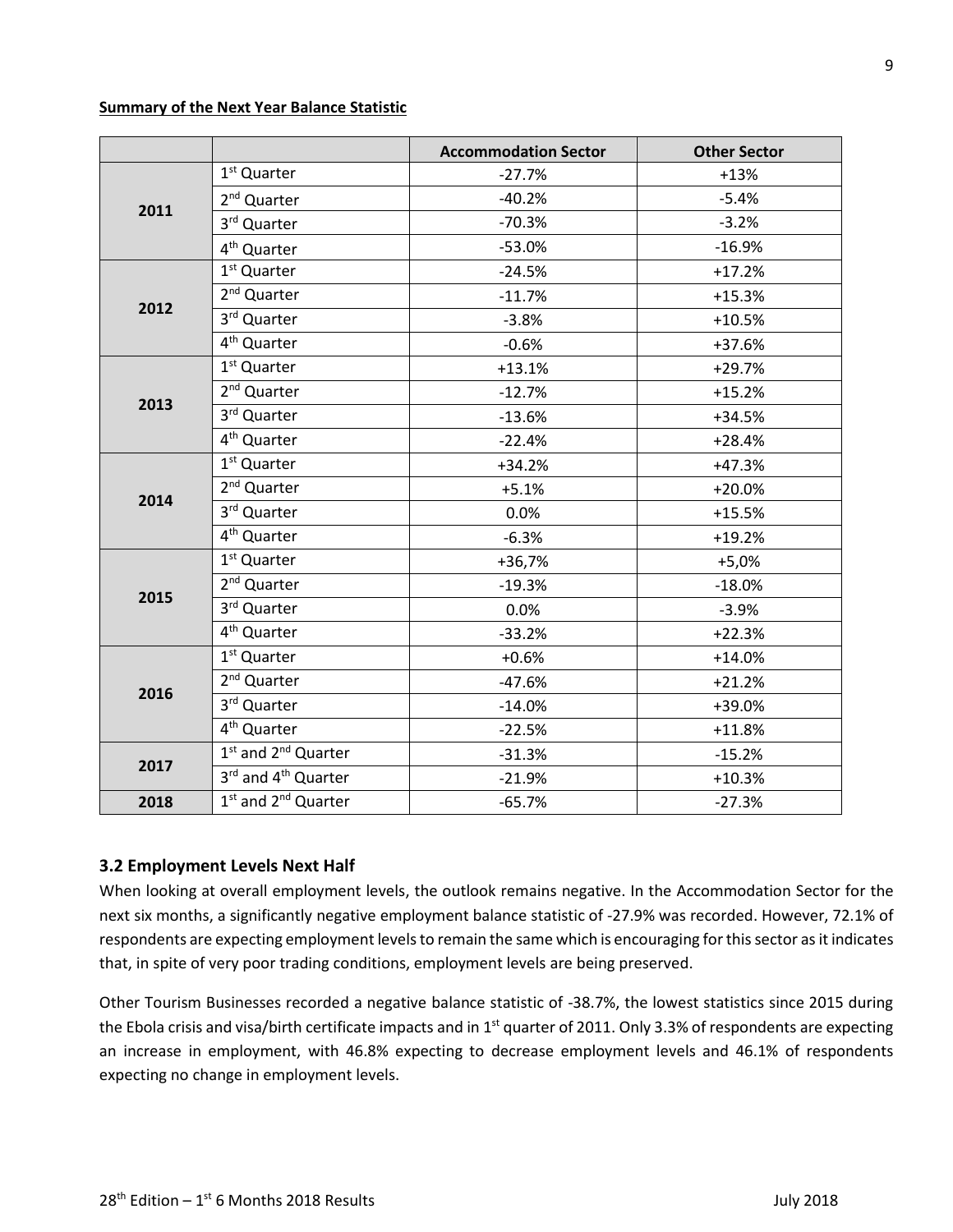**Summary of the Next Year Balance Statistic**

| | | Accommodation Sector | Other Sector |
|---|---|---|---|
| 2011 | 1st Quarter | -27.7% | +13% |
| | 2nd Quarter | -40.2% | -5.4% |
| | 3rd Quarter | -70.3% | -3.2% |
| | 4th Quarter | -53.0% | -16.9% |
| 2012 | 1st Quarter | -24.5% | +17.2% |
| | 2nd Quarter | -11.7% | +15.3% |
| | 3rd Quarter | -3.8% | +10.5% |
| | 4th Quarter | -0.6% | +37.6% |
| 2013 | 1st Quarter | +13.1% | +29.7% |
| | 2nd Quarter | -12.7% | +15.2% |
| | 3rd Quarter | -13.6% | +34.5% |
| | 4th Quarter | -22.4% | +28.4% |
| 2014 | 1st Quarter | +34.2% | +47.3% |
| | 2nd Quarter | +5.1% | +20.0% |
| | 3rd Quarter | 0.0% | +15.5% |
| | 4th Quarter | -6.3% | +19.2% |
| 2015 | 1st Quarter | +36,7% | +5,0% |
| | 2nd Quarter | -19.3% | -18.0% |
| | 3rd Quarter | 0.0% | -3.9% |
| | 4th Quarter | -33.2% | +22.3% |
| 2016 | 1st Quarter | +0.6% | +14.0% |
| | 2nd Quarter | -47.6% | +21.2% |
| | 3rd Quarter | -14.0% | +39.0% |
| | 4th Quarter | -22.5% | +11.8% |
| 2017 | 1st and 2nd Quarter | -31.3% | -15.2% |
| | 3rd and 4th Quarter | -21.9% | +10.3% |
| 2018 | 1st and 2nd Quarter | -65.7% | -27.3% |

### 3.2 Employment Levels Next Half

When looking at overall employment levels, the outlook remains negative. In the Accommodation Sector for the next six months, a significantly negative employment balance statistic of -27.9% was recorded. However, 72.1% of respondents are expecting employment levels to remain the same which is encouraging for this sector as it indicates that, in spite of very poor trading conditions, employment levels are being preserved.

Other Tourism Businesses recorded a negative balance statistic of -38.7%, the lowest statistics since 2015 during the Ebola crisis and visa/birth certificate impacts and in 1st quarter of 2011. Only 3.3% of respondents are expecting an increase in employment, with 46.8% expecting to decrease employment levels and 46.1% of respondents expecting no change in employment levels.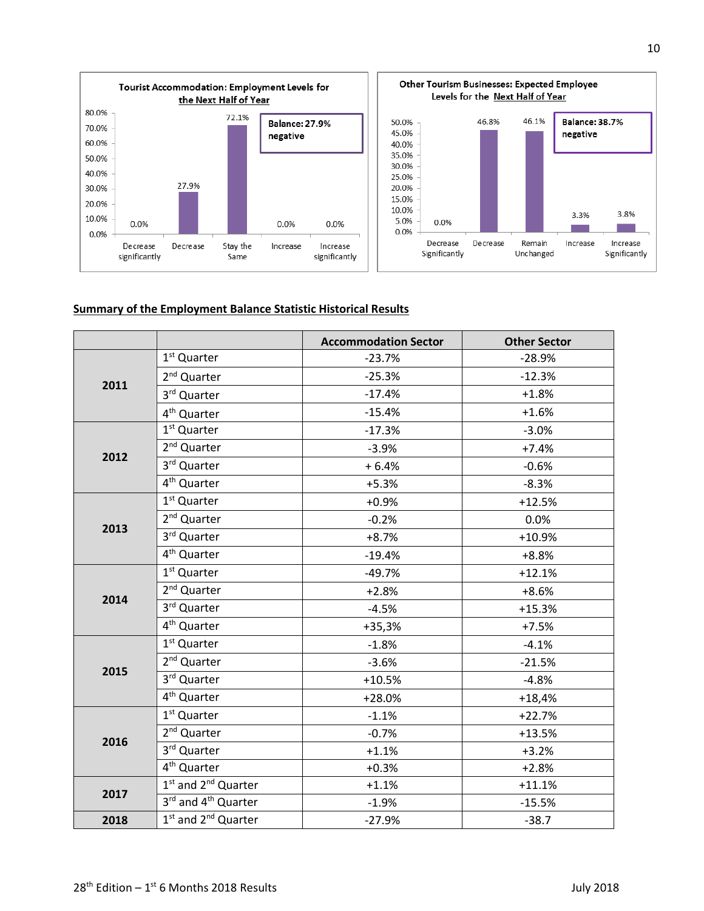**Tourist Accommodation: Employment Levels for the Next Half of Year**

| Decrease significantly | Decrease | Stay the Same | Increase | Increase significantly |
|---|---|---|---|---|
| 0.0% | 27.9% | 72.1% | 0.0% | 0.0% |

Balance: 27.9% negative

**Other Tourism Businesses: Expected Employee Levels for the Next Half of Year**

| Decrease Significantly | Decrease | Remain Unchanged | Increase | Increase Significantly |
|---|---|---|---|---|
| 0.0% | 46.8% | 46.1% | 3.3% | 3.8% |

Balance: 38.7% negative

## Summary of the Employment Balance Statistic Historical Results

| | | Accommodation Sector | Other Sector |
|---|---|---|---|
| 2011 | 1st Quarter | -23.7% | -28.9% |
| | 2nd Quarter | -25.3% | -12.3% |
| | 3rd Quarter | -17.4% | +1.8% |
| | 4th Quarter | -15.4% | +1.6% |
| 2012 | 1st Quarter | -17.3% | -3.0% |
| | 2nd Quarter | -3.9% | +7.4% |
| | 3rd Quarter | + 6.4% | -0.6% |
| | 4th Quarter | +5.3% | -8.3% |
| 2013 | 1st Quarter | +0.9% | +12.5% |
| | 2nd Quarter | -0.2% | 0.0% |
| | 3rd Quarter | +8.7% | +10.9% |
| | 4th Quarter | -19.4% | +8.8% |
| 2014 | 1st Quarter | -49.7% | +12.1% |
| | 2nd Quarter | +2.8% | +8.6% |
| | 3rd Quarter | -4.5% | +15.3% |
| | 4th Quarter | +35,3% | +7.5% |
| 2015 | 1st Quarter | -1.8% | -4.1% |
| | 2nd Quarter | -3.6% | -21.5% |
| | 3rd Quarter | +10.5% | -4.8% |
| | 4th Quarter | +28.0% | +18,4% |
| 2016 | 1st Quarter | -1.1% | +22.7% |
| | 2nd Quarter | -0.7% | +13.5% |
| | 3rd Quarter | +1.1% | +3.2% |
| | 4th Quarter | +0.3% | +2.8% |
| 2017 | 1st and 2nd Quarter | +1.1% | +11.1% |
| | 3rd and 4th Quarter | -1.9% | -15.5% |
| 2018 | 1st and 2nd Quarter | -27.9% | -38.7 |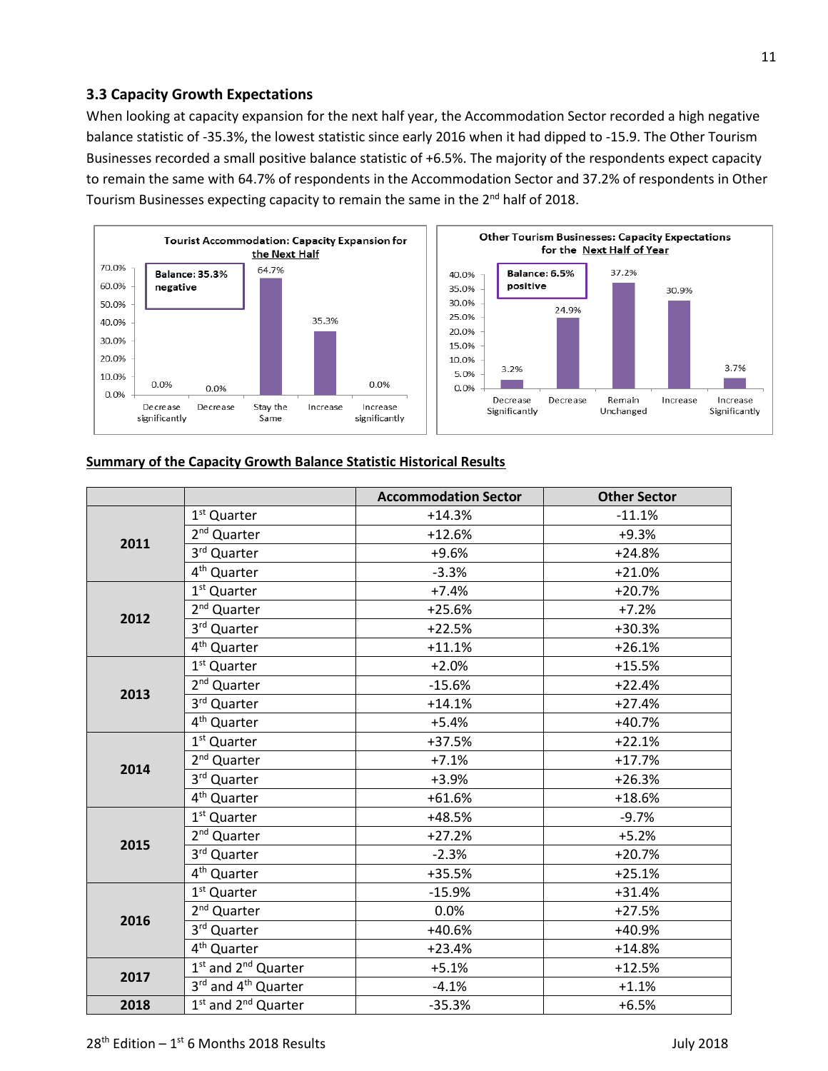### 3.3 Capacity Growth Expectations

When looking at capacity expansion for the next half year, the Accommodation Sector recorded a high negative balance statistic of -35.3%, the lowest statistic since early 2016 when it had dipped to -15.9. The Other Tourism Businesses recorded a small positive balance statistic of +6.5%. The majority of the respondents expect capacity to remain the same with 64.7% of respondents in the Accommodation Sector and 37.2% of respondents in Other Tourism Businesses expecting capacity to remain the same in the 2nd half of 2018.

**Tourist Accommodation: Capacity Expansion for the Next Half**

Balance: 35.3% negative

| Decrease significantly | Decrease | Stay the Same | Increase | Increase significantly |
|---|---|---|---|---|
| 0.0% | 0.0% | 64.7% | 35.3% | 0.0% |

**Other Tourism Businesses: Capacity Expectations for the Next Half of Year**

Balance: 6.5% positive

| Decrease Significantly | Decrease | Remain Unchanged | Increase | Increase Significantly |
|---|---|---|---|---|
| 3.2% | 24.9% | 37.2% | 30.9% | 3.7% |

**Summary of the Capacity Growth Balance Statistic Historical Results**

| | | Accommodation Sector | Other Sector |
|---|---|---|---|
| 2011 | 1st Quarter | +14.3% | -11.1% |
| | 2nd Quarter | +12.6% | +9.3% |
| | 3rd Quarter | +9.6% | +24.8% |
| | 4th Quarter | -3.3% | +21.0% |
| 2012 | 1st Quarter | +7.4% | +20.7% |
| | 2nd Quarter | +25.6% | +7.2% |
| | 3rd Quarter | +22.5% | +30.3% |
| | 4th Quarter | +11.1% | +26.1% |
| 2013 | 1st Quarter | +2.0% | +15.5% |
| | 2nd Quarter | -15.6% | +22.4% |
| | 3rd Quarter | +14.1% | +27.4% |
| | 4th Quarter | +5.4% | +40.7% |
| 2014 | 1st Quarter | +37.5% | +22.1% |
| | 2nd Quarter | +7.1% | +17.7% |
| | 3rd Quarter | +3.9% | +26.3% |
| | 4th Quarter | +61.6% | +18.6% |
| 2015 | 1st Quarter | +48.5% | -9.7% |
| | 2nd Quarter | +27.2% | +5.2% |
| | 3rd Quarter | -2.3% | +20.7% |
| | 4th Quarter | +35.5% | +25.1% |
| 2016 | 1st Quarter | -15.9% | +31.4% |
| | 2nd Quarter | 0.0% | +27.5% |
| | 3rd Quarter | +40.6% | +40.9% |
| | 4th Quarter | +23.4% | +14.8% |
| 2017 | 1st and 2nd Quarter | +5.1% | +12.5% |
| | 3rd and 4th Quarter | -4.1% | +1.1% |
| 2018 | 1st and 2nd Quarter | -35.3% | +6.5% |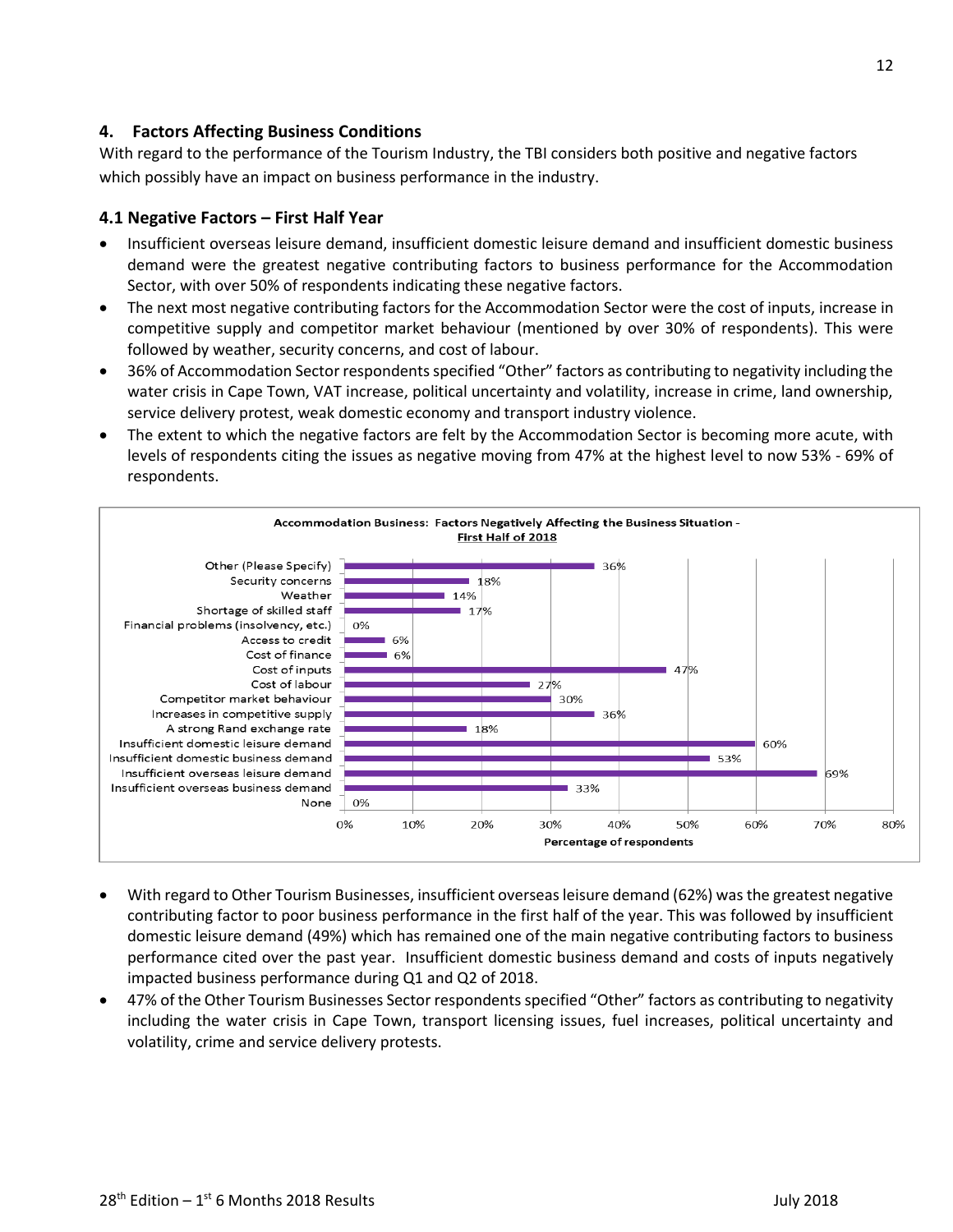## 4. Factors Affecting Business Conditions

With regard to the performance of the Tourism Industry, the TBI considers both positive and negative factors which possibly have an impact on business performance in the industry.

### 4.1 Negative Factors – First Half Year

- Insufficient overseas leisure demand, insufficient domestic leisure demand and insufficient domestic business demand were the greatest negative contributing factors to business performance for the Accommodation Sector, with over 50% of respondents indicating these negative factors.
- The next most negative contributing factors for the Accommodation Sector were the cost of inputs, increase in competitive supply and competitor market behaviour (mentioned by over 30% of respondents). This were followed by weather, security concerns, and cost of labour.
- 36% of Accommodation Sector respondents specified "Other" factors as contributing to negativity including the water crisis in Cape Town, VAT increase, political uncertainty and volatility, increase in crime, land ownership, service delivery protest, weak domestic economy and transport industry violence.
- The extent to which the negative factors are felt by the Accommodation Sector is becoming more acute, with levels of respondents citing the issues as negative moving from 47% at the highest level to now 53% - 69% of respondents.

**Accommodation Business: Factors Negatively Affecting the Business Situation - First Half of 2018**

| Factor | Percentage of respondents |
|---|---|
| Other (Please Specify) | 36% |
| Security concerns | 18% |
| Weather | 14% |
| Shortage of skilled staff | 17% |
| Financial problems (insolvency, etc.) | 0% |
| Access to credit | 6% |
| Cost of finance | 6% |
| Cost of inputs | 47% |
| Cost of labour | 27% |
| Competitor market behaviour | 30% |
| Increases in competitive supply | 36% |
| A strong Rand exchange rate | 18% |
| Insufficient domestic leisure demand | 60% |
| Insufficient domestic business demand | 53% |
| Insufficient overseas leisure demand | 69% |
| Insufficient overseas business demand | 33% |
| None | 0% |

- With regard to Other Tourism Businesses, insufficient overseas leisure demand (62%) was the greatest negative contributing factor to poor business performance in the first half of the year. This was followed by insufficient domestic leisure demand (49%) which has remained one of the main negative contributing factors to business performance cited over the past year. Insufficient domestic business demand and costs of inputs negatively impacted business performance during Q1 and Q2 of 2018.
- 47% of the Other Tourism Businesses Sector respondents specified "Other" factors as contributing to negativity including the water crisis in Cape Town, transport licensing issues, fuel increases, political uncertainty and volatility, crime and service delivery protests.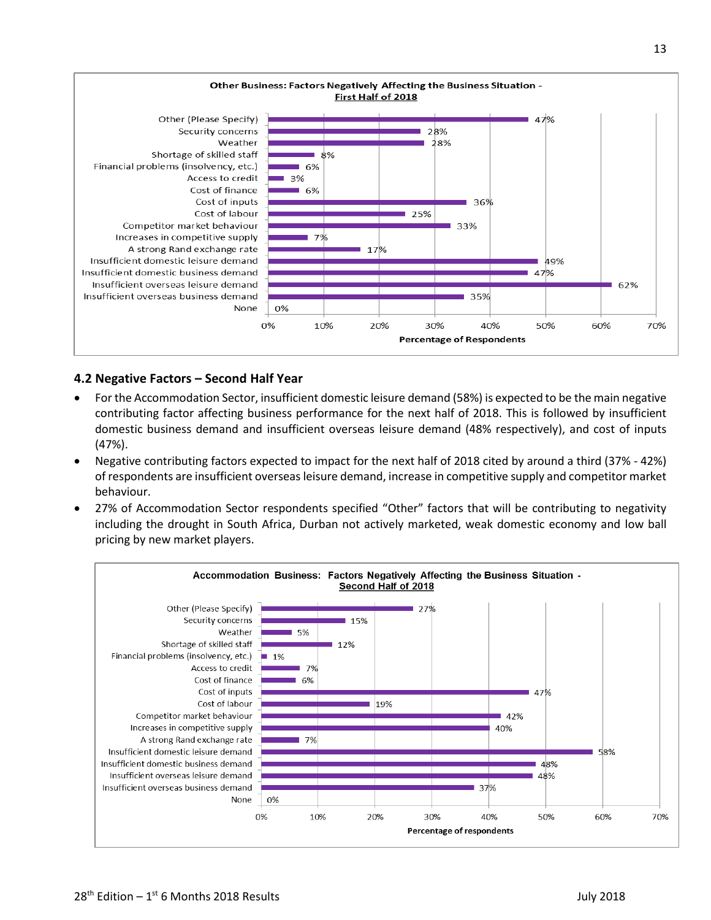**Other Business: Factors Negatively Affecting the Business Situation - First Half of 2018**

| Factor | Percentage of Respondents |
|---|---|
| Other (Please Specify) | 47% |
| Security concerns | 28% |
| Weather | 28% |
| Shortage of skilled staff | 8% |
| Financial problems (insolvency, etc.) | 6% |
| Access to credit | 3% |
| Cost of finance | 6% |
| Cost of inputs | 36% |
| Cost of labour | 25% |
| Competitor market behaviour | 33% |
| Increases in competitive supply | 7% |
| A strong Rand exchange rate | 17% |
| Insufficient domestic leisure demand | 49% |
| Insufficient domestic business demand | 47% |
| Insufficient overseas leisure demand | 62% |
| Insufficient overseas business demand | 35% |
| None | 0% |

## 4.2 Negative Factors – Second Half Year

- For the Accommodation Sector, insufficient domestic leisure demand (58%) is expected to be the main negative contributing factor affecting business performance for the next half of 2018. This is followed by insufficient domestic business demand and insufficient overseas leisure demand (48% respectively), and cost of inputs (47%).
- Negative contributing factors expected to impact for the next half of 2018 cited by around a third (37% - 42%) of respondents are insufficient overseas leisure demand, increase in competitive supply and competitor market behaviour.
- 27% of Accommodation Sector respondents specified "Other" factors that will be contributing to negativity including the drought in South Africa, Durban not actively marketed, weak domestic economy and low ball pricing by new market players.

**Accommodation Business: Factors Negatively Affecting the Business Situation - Second Half of 2018**

| Factor | Percentage of respondents |
|---|---|
| Other (Please Specify) | 27% |
| Security concerns | 15% |
| Weather | 5% |
| Shortage of skilled staff | 12% |
| Financial problems (insolvency, etc.) | 1% |
| Access to credit | 7% |
| Cost of finance | 6% |
| Cost of inputs | 47% |
| Cost of labour | 19% |
| Competitor market behaviour | 42% |
| Increases in competitive supply | 40% |
| A strong Rand exchange rate | 7% |
| Insufficient domestic leisure demand | 58% |
| Insufficient domestic business demand | 48% |
| Insufficient overseas leisure demand | 48% |
| Insufficient overseas business demand | 37% |
| None | 0% |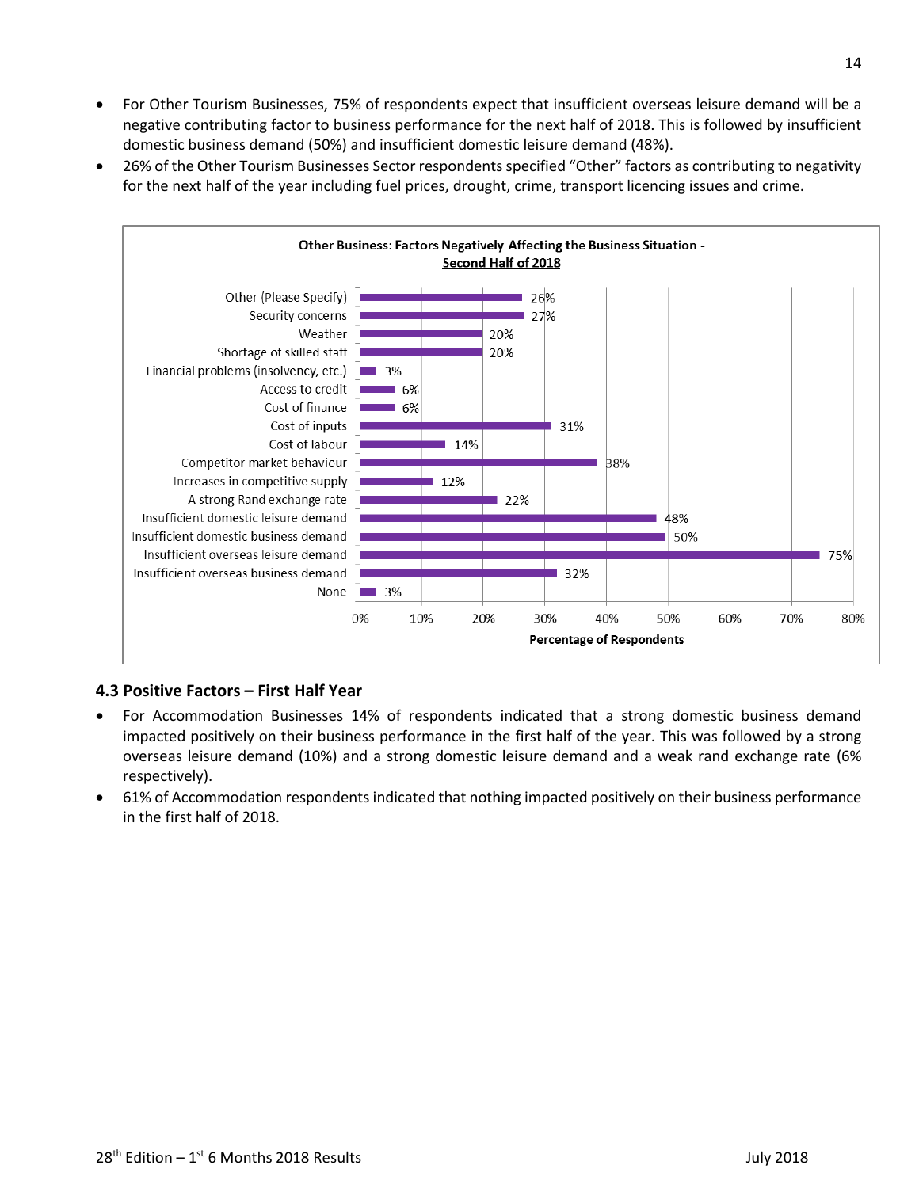- For Other Tourism Businesses, 75% of respondents expect that insufficient overseas leisure demand will be a negative contributing factor to business performance for the next half of 2018. This is followed by insufficient domestic business demand (50%) and insufficient domestic leisure demand (48%).
- 26% of the Other Tourism Businesses Sector respondents specified "Other" factors as contributing to negativity for the next half of the year including fuel prices, drought, crime, transport licencing issues and crime.

**Other Business: Factors Negatively Affecting the Business Situation - Second Half of 2018**

| Factor | Percentage of Respondents |
|---|---|
| Other (Please Specify) | 26% |
| Security concerns | 27% |
| Weather | 20% |
| Shortage of skilled staff | 20% |
| Financial problems (insolvency, etc.) | 3% |
| Access to credit | 6% |
| Cost of finance | 6% |
| Cost of inputs | 31% |
| Cost of labour | 14% |
| Competitor market behaviour | 38% |
| Increases in competitive supply | 12% |
| A strong Rand exchange rate | 22% |
| Insufficient domestic leisure demand | 48% |
| Insufficient domestic business demand | 50% |
| Insufficient overseas leisure demand | 75% |
| Insufficient overseas business demand | 32% |
| None | 3% |

### 4.3 Positive Factors – First Half Year

- For Accommodation Businesses 14% of respondents indicated that a strong domestic business demand impacted positively on their business performance in the first half of the year. This was followed by a strong overseas leisure demand (10%) and a strong domestic leisure demand and a weak rand exchange rate (6% respectively).
- 61% of Accommodation respondents indicated that nothing impacted positively on their business performance in the first half of 2018.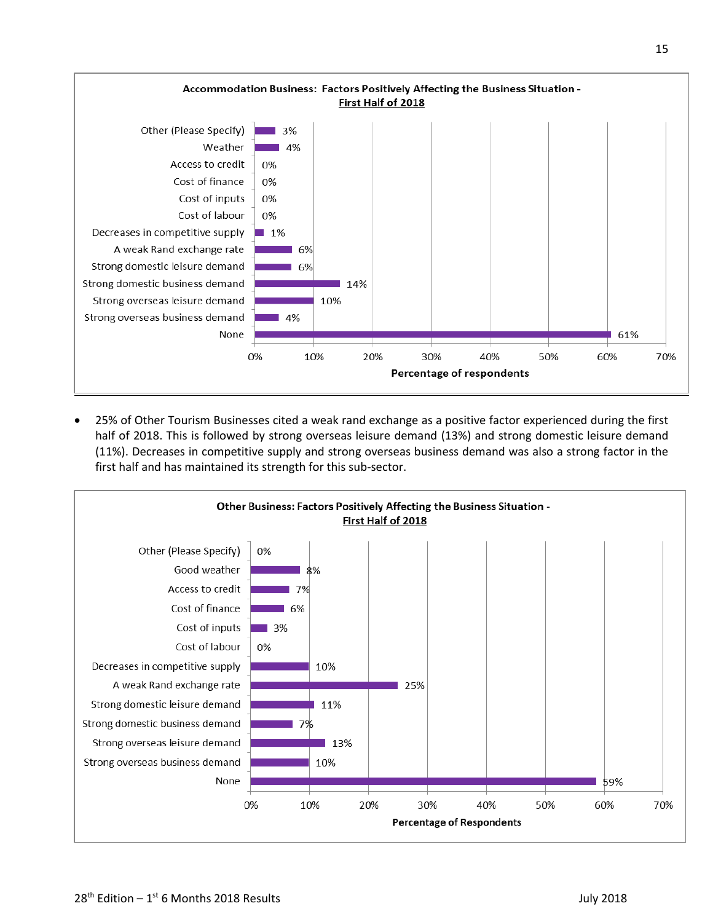**Accommodation Business: Factors Positively Affecting the Business Situation - First Half of 2018**

| Factor | Percentage of respondents |
|---|---|
| Other (Please Specify) | 3% |
| Weather | 4% |
| Access to credit | 0% |
| Cost of finance | 0% |
| Cost of inputs | 0% |
| Cost of labour | 0% |
| Decreases in competitive supply | 1% |
| A weak Rand exchange rate | 6% |
| Strong domestic leisure demand | 6% |
| Strong domestic business demand | 14% |
| Strong overseas leisure demand | 10% |
| Strong overseas business demand | 4% |
| None | 61% |

- 25% of Other Tourism Businesses cited a weak rand exchange as a positive factor experienced during the first half of 2018. This is followed by strong overseas leisure demand (13%) and strong domestic leisure demand (11%). Decreases in competitive supply and strong overseas business demand was also a strong factor in the first half and has maintained its strength for this sub-sector.

**Other Business: Factors Positively Affecting the Business Situation - First Half of 2018**

| Factor | Percentage of Respondents |
|---|---|
| Other (Please Specify) | 0% |
| Good weather | 8% |
| Access to credit | 7% |
| Cost of finance | 6% |
| Cost of inputs | 3% |
| Cost of labour | 0% |
| Decreases in competitive supply | 10% |
| A weak Rand exchange rate | 25% |
| Strong domestic leisure demand | 11% |
| Strong domestic business demand | 7% |
| Strong overseas leisure demand | 13% |
| Strong overseas business demand | 10% |
| None | 59% |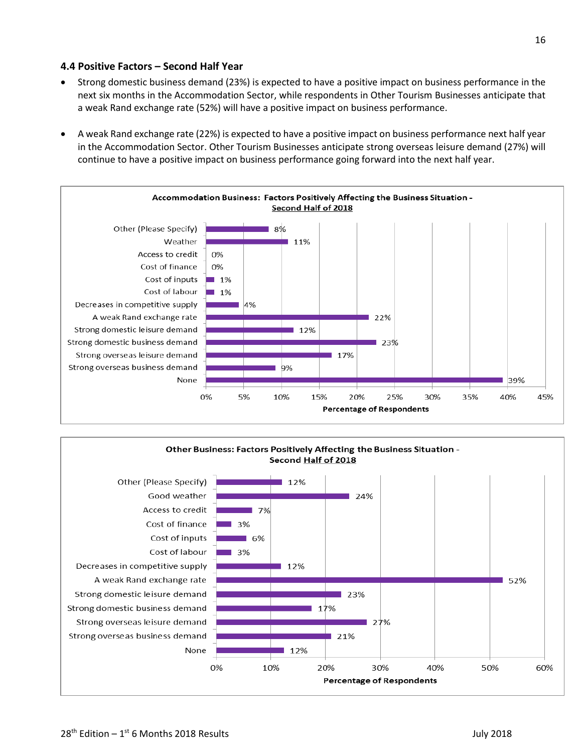## 4.4 Positive Factors – Second Half Year

- Strong domestic business demand (23%) is expected to have a positive impact on business performance in the next six months in the Accommodation Sector, while respondents in Other Tourism Businesses anticipate that a weak Rand exchange rate (52%) will have a positive impact on business performance.
- A weak Rand exchange rate (22%) is expected to have a positive impact on business performance next half year in the Accommodation Sector. Other Tourism Businesses anticipate strong overseas leisure demand (27%) will continue to have a positive impact on business performance going forward into the next half year.

**Accommodation Business: Factors Positively Affecting the Business Situation - Second Half of 2018**

| Factor | Percentage of Respondents |
|---|---|
| Other (Please Specify) | 8% |
| Weather | 11% |
| Access to credit | 0% |
| Cost of finance | 0% |
| Cost of inputs | 1% |
| Cost of labour | 1% |
| Decreases in competitive supply | 4% |
| A weak Rand exchange rate | 22% |
| Strong domestic leisure demand | 12% |
| Strong domestic business demand | 23% |
| Strong overseas leisure demand | 17% |
| Strong overseas business demand | 9% |
| None | 39% |

**Other Business: Factors Positively Affecting the Business Situation - Second Half of 2018**

| Factor | Percentage of Respondents |
|---|---|
| Other (Please Specify) | 12% |
| Good weather | 24% |
| Access to credit | 7% |
| Cost of finance | 3% |
| Cost of inputs | 6% |
| Cost of labour | 3% |
| Decreases in competitive supply | 12% |
| A weak Rand exchange rate | 52% |
| Strong domestic leisure demand | 23% |
| Strong domestic business demand | 17% |
| Strong overseas leisure demand | 27% |
| Strong overseas business demand | 21% |
| None | 12% |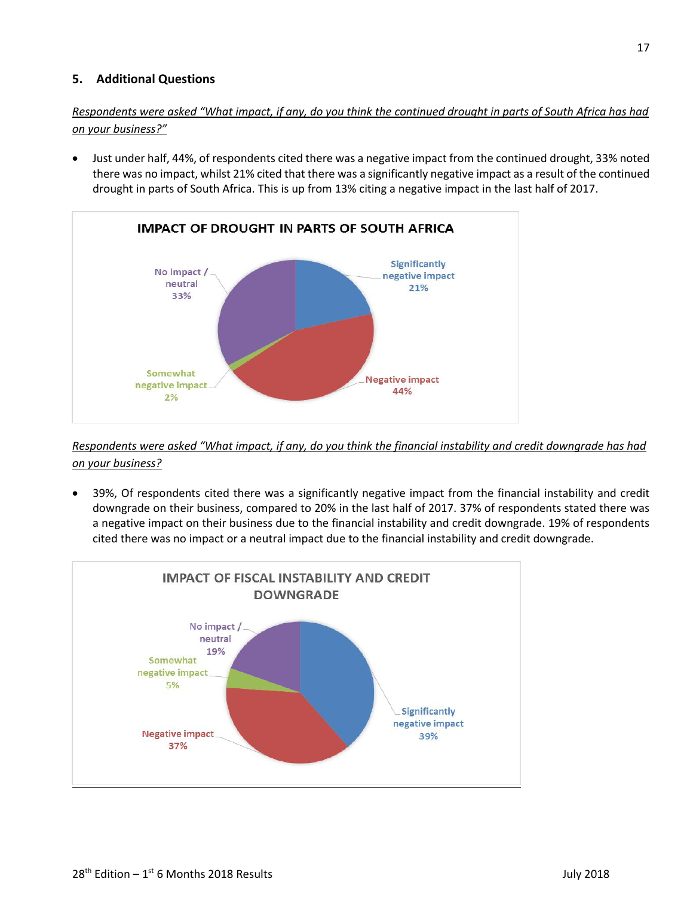## 5. Additional Questions

Respondents were asked "What impact, if any, do you think the continued drought in parts of South Africa has had on your business?"

- Just under half, 44%, of respondents cited there was a negative impact from the continued drought, 33% noted there was no impact, whilst 21% cited that there was a significantly negative impact as a result of the continued drought in parts of South Africa. This is up from 13% citing a negative impact in the last half of 2017.

**IMPACT OF DROUGHT IN PARTS OF SOUTH AFRICA**

| Category | Percentage |
|---|---|
| Significantly negative impact | 21% |
| Negative impact | 44% |
| Somewhat negative impact | 2% |
| No impact / neutral | 33% |

Respondents were asked "What impact, if any, do you think the financial instability and credit downgrade has had on your business?

- 39%, Of respondents cited there was a significantly negative impact from the financial instability and credit downgrade on their business, compared to 20% in the last half of 2017. 37% of respondents stated there was a negative impact on their business due to the financial instability and credit downgrade. 19% of respondents cited there was no impact or a neutral impact due to the financial instability and credit downgrade.

**IMPACT OF FISCAL INSTABILITY AND CREDIT DOWNGRADE**

| Category | Percentage |
|---|---|
| Significantly negative impact | 39% |
| Negative impact | 37% |
| Somewhat negative impact | 5% |
| No impact / neutral | 19% |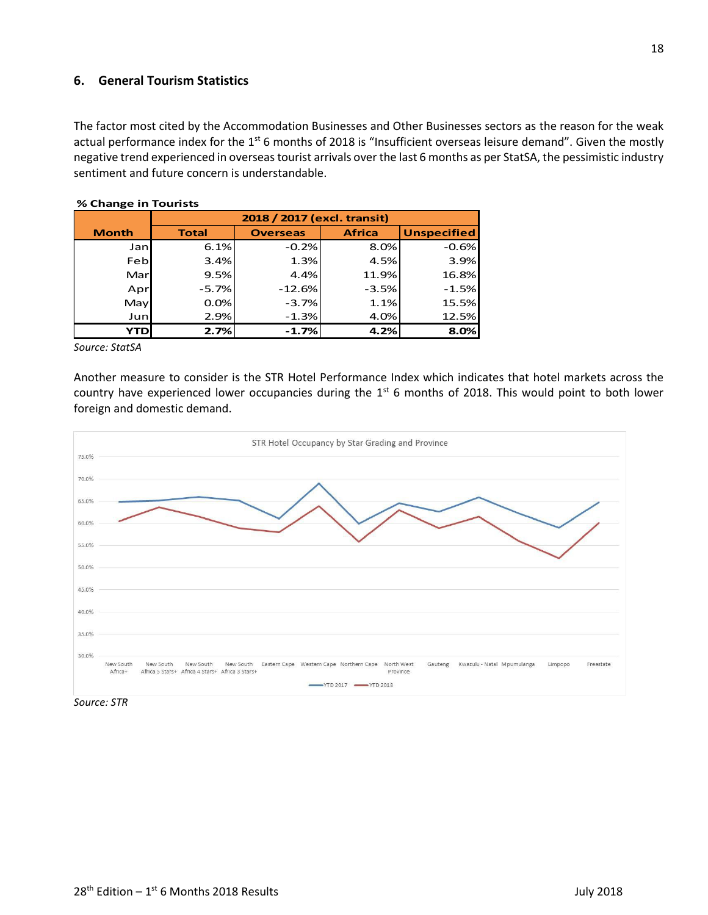## 6. General Tourism Statistics

The factor most cited by the Accommodation Businesses and Other Businesses sectors as the reason for the weak actual performance index for the 1st 6 months of 2018 is "Insufficient overseas leisure demand". Given the mostly negative trend experienced in overseas tourist arrivals over the last 6 months as per StatSA, the pessimistic industry sentiment and future concern is understandable.

**% Change in Tourists**

| Month | 2018 / 2017 (excl. transit) | | | |
|---|---|---|---|---|
| | **Total** | **Overseas** | **Africa** | **Unspecified** |
| Jan | 6.1% | -0.2% | 8.0% | -0.6% |
| Feb | 3.4% | 1.3% | 4.5% | 3.9% |
| Mar | 9.5% | 4.4% | 11.9% | 16.8% |
| Apr | -5.7% | -12.6% | -3.5% | -1.5% |
| May | 0.0% | -3.7% | 1.1% | 15.5% |
| Jun | 2.9% | -1.3% | 4.0% | 12.5% |
| **YTD** | **2.7%** | **-1.7%** | **4.2%** | **8.0%** |

*Source: StatSA*

Another measure to consider is the STR Hotel Performance Index which indicates that hotel markets across the country have experienced lower occupancies during the 1st 6 months of 2018. This would point to both lower foreign and domestic demand.

STR Hotel Occupancy by Star Grading and Province

*Source: STR*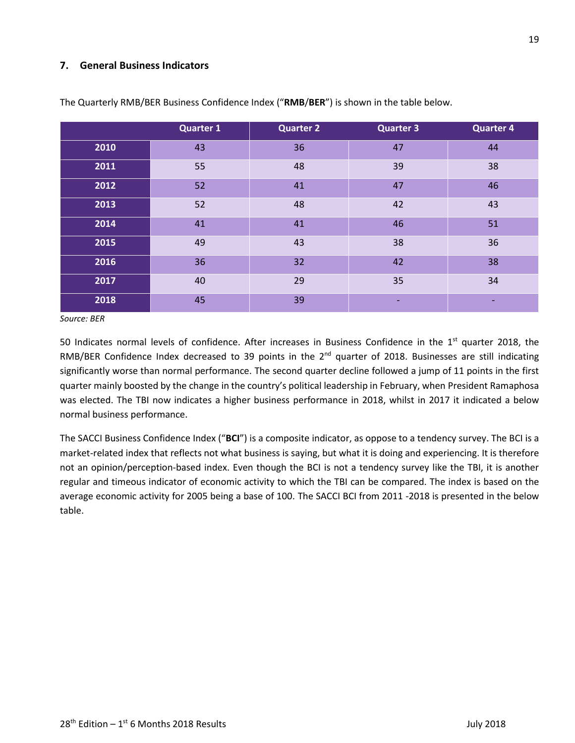## 7. General Business Indicators

The Quarterly RMB/BER Business Confidence Index ("**RMB**/**BER**") is shown in the table below.

| | Quarter 1 | Quarter 2 | Quarter 3 | Quarter 4 |
|---|---|---|---|---|
| **2010** | 43 | 36 | 47 | 44 |
| **2011** | 55 | 48 | 39 | 38 |
| **2012** | 52 | 41 | 47 | 46 |
| **2013** | 52 | 48 | 42 | 43 |
| **2014** | 41 | 41 | 46 | 51 |
| **2015** | 49 | 43 | 38 | 36 |
| **2016** | 36 | 32 | 42 | 38 |
| **2017** | 40 | 29 | 35 | 34 |
| **2018** | 45 | 39 | - | - |

*Source: BER*

50 Indicates normal levels of confidence. After increases in Business Confidence in the 1st quarter 2018, the RMB/BER Confidence Index decreased to 39 points in the 2nd quarter of 2018. Businesses are still indicating significantly worse than normal performance. The second quarter decline followed a jump of 11 points in the first quarter mainly boosted by the change in the country's political leadership in February, when President Ramaphosa was elected. The TBI now indicates a higher business performance in 2018, whilst in 2017 it indicated a below normal business performance.

The SACCI Business Confidence Index ("**BCI**") is a composite indicator, as oppose to a tendency survey. The BCI is a market-related index that reflects not what business is saying, but what it is doing and experiencing. It is therefore not an opinion/perception-based index. Even though the BCI is not a tendency survey like the TBI, it is another regular and timeous indicator of economic activity to which the TBI can be compared. The index is based on the average economic activity for 2005 being a base of 100. The SACCI BCI from 2011 -2018 is presented in the below table.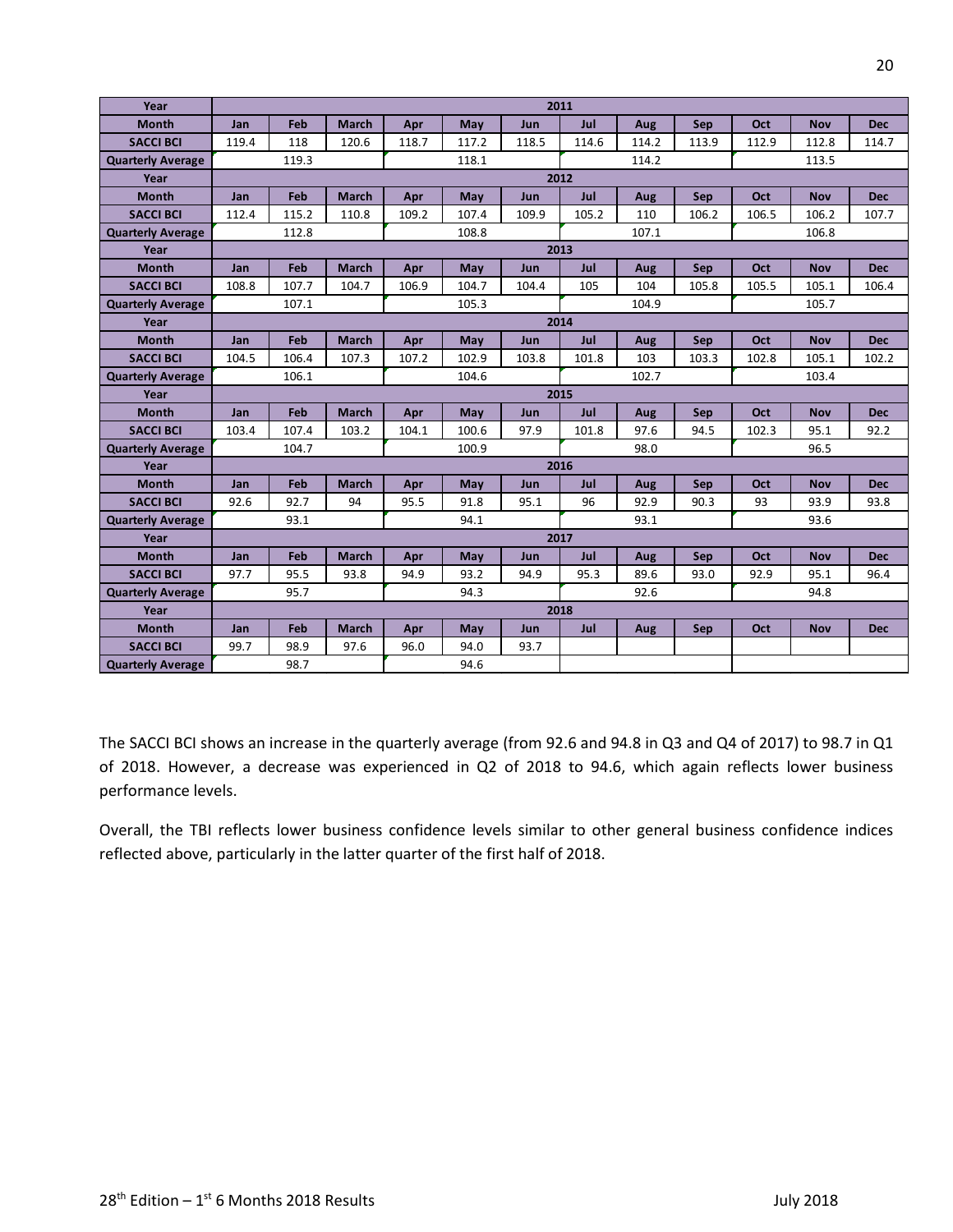| Year | 2011 | | | | | | | | | | | |
|---|---|---|---|---|---|---|---|---|---|---|---|---|
| Month | Jan | Feb | March | Apr | May | Jun | Jul | Aug | Sep | Oct | Nov | Dec |
| SACCI BCI | 119.4 | 118 | 120.6 | 118.7 | 117.2 | 118.5 | 114.6 | 114.2 | 113.9 | 112.9 | 112.8 | 114.7 |
| Quarterly Average | | 119.3 | | | 118.1 | | | 114.2 | | | 113.5 | |
| Year | 2012 | | | | | | | | | | | |
| Month | Jan | Feb | March | Apr | May | Jun | Jul | Aug | Sep | Oct | Nov | Dec |
| SACCI BCI | 112.4 | 115.2 | 110.8 | 109.2 | 107.4 | 109.9 | 105.2 | 110 | 106.2 | 106.5 | 106.2 | 107.7 |
| Quarterly Average | | 112.8 | | | 108.8 | | | 107.1 | | | 106.8 | |
| Year | 2013 | | | | | | | | | | | |
| Month | Jan | Feb | March | Apr | May | Jun | Jul | Aug | Sep | Oct | Nov | Dec |
| SACCI BCI | 108.8 | 107.7 | 104.7 | 106.9 | 104.7 | 104.4 | 105 | 104 | 105.8 | 105.5 | 105.1 | 106.4 |
| Quarterly Average | | 107.1 | | | 105.3 | | | 104.9 | | | 105.7 | |
| Year | 2014 | | | | | | | | | | | |
| Month | Jan | Feb | March | Apr | May | Jun | Jul | Aug | Sep | Oct | Nov | Dec |
| SACCI BCI | 104.5 | 106.4 | 107.3 | 107.2 | 102.9 | 103.8 | 101.8 | 103 | 103.3 | 102.8 | 105.1 | 102.2 |
| Quarterly Average | | 106.1 | | | 104.6 | | | 102.7 | | | 103.4 | |
| Year | 2015 | | | | | | | | | | | |
| Month | Jan | Feb | March | Apr | May | Jun | Jul | Aug | Sep | Oct | Nov | Dec |
| SACCI BCI | 103.4 | 107.4 | 103.2 | 104.1 | 100.6 | 97.9 | 101.8 | 97.6 | 94.5 | 102.3 | 95.1 | 92.2 |
| Quarterly Average | | 104.7 | | | 100.9 | | | 98.0 | | | 96.5 | |
| Year | 2016 | | | | | | | | | | | |
| Month | Jan | Feb | March | Apr | May | Jun | Jul | Aug | Sep | Oct | Nov | Dec |
| SACCI BCI | 92.6 | 92.7 | 94 | 95.5 | 91.8 | 95.1 | 96 | 92.9 | 90.3 | 93 | 93.9 | 93.8 |
| Quarterly Average | | 93.1 | | | 94.1 | | | 93.1 | | | 93.6 | |
| Year | 2017 | | | | | | | | | | | |
| Month | Jan | Feb | March | Apr | May | Jun | Jul | Aug | Sep | Oct | Nov | Dec |
| SACCI BCI | 97.7 | 95.5 | 93.8 | 94.9 | 93.2 | 94.9 | 95.3 | 89.6 | 93.0 | 92.9 | 95.1 | 96.4 |
| Quarterly Average | | 95.7 | | | 94.3 | | | 92.6 | | | 94.8 | |
| Year | 2018 | | | | | | | | | | | |
| Month | Jan | Feb | March | Apr | May | Jun | Jul | Aug | Sep | Oct | Nov | Dec |
| SACCI BCI | 99.7 | 98.9 | 97.6 | 96.0 | 94.0 | 93.7 | | | | | | |
| Quarterly Average | | 98.7 | | | 94.6 | | | | | | | |

The SACCI BCI shows an increase in the quarterly average (from 92.6 and 94.8 in Q3 and Q4 of 2017) to 98.7 in Q1 of 2018. However, a decrease was experienced in Q2 of 2018 to 94.6, which again reflects lower business performance levels.

Overall, the TBI reflects lower business confidence levels similar to other general business confidence indices reflected above, particularly in the latter quarter of the first half of 2018.